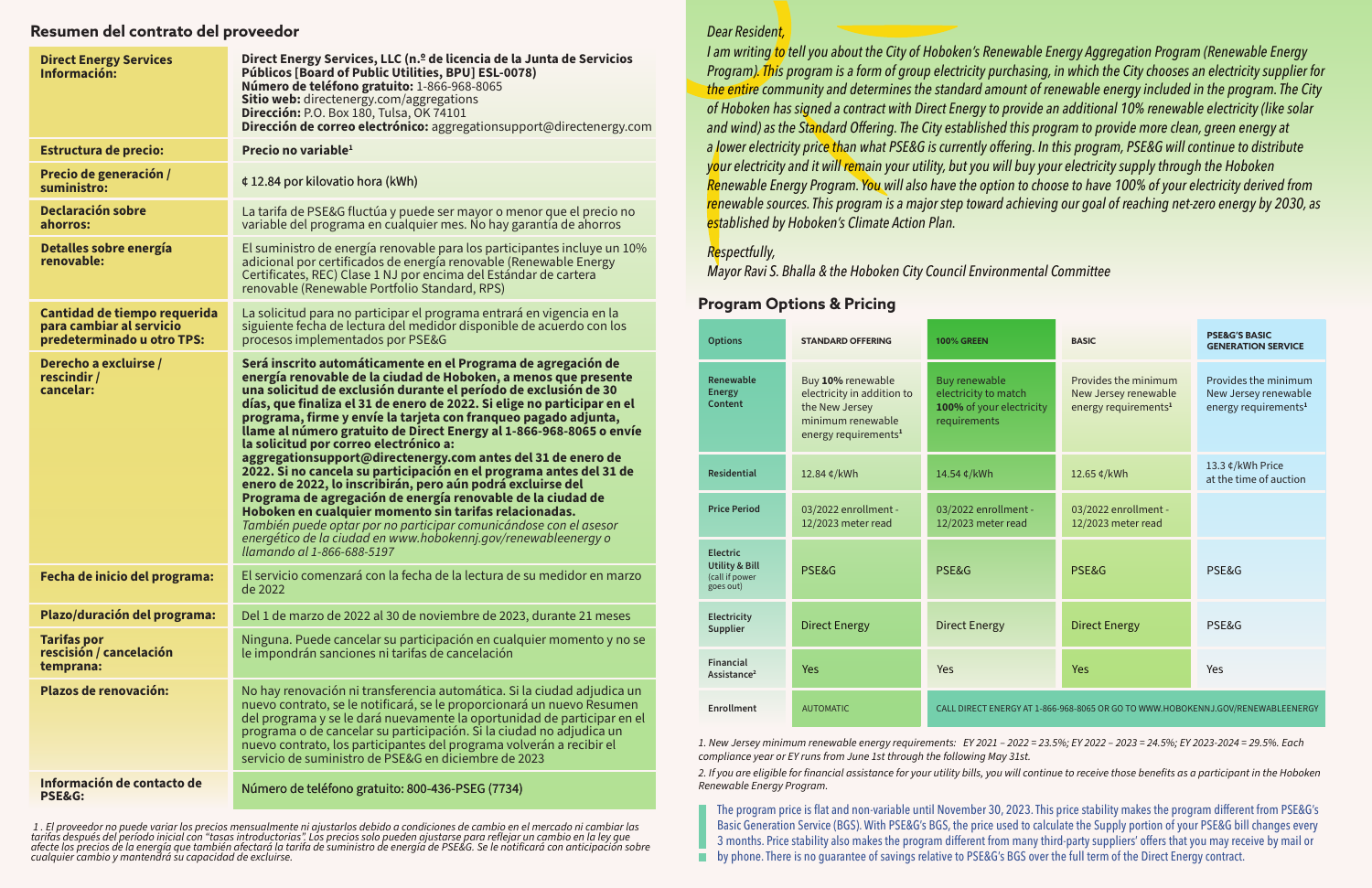## Resumen del contrato del proveedor

| | |
|---|---|
| **Direct Energy Services Información:** | **Direct Energy Services, LLC (n.º de licencia de la Junta de Servicios Públicos [Board of Public Utilities, BPU] ESL-0078)**<br>**Número de teléfono gratuito:** 1-866-968-8065<br>**Sitio web:** directenergy.com/aggregations<br>**Dirección:** P.O. Box 180, Tulsa, OK 74101<br>**Dirección de correo electrónico:** aggregationsupport@directenergy.com |
| **Estructura de precio:** | **Precio no variable[1]** |
| **Precio de generación / suministro:** | ¢ 12.84 por kilovatio hora (kWh) |
| **Declaración sobre ahorros:** | La tarifa de PSE&G fluctúa y puede ser mayor o menor que el precio no variable del programa en cualquier mes. No hay garantía de ahorros |
| **Detalles sobre energía renovable:** | El suministro de energía renovable para los participantes incluye un 10% adicional por certificados de energía renovable (Renewable Energy Certificates, REC) Clase 1 NJ por encima del Estándar de cartera renovable (Renewable Portfolio Standard, RPS) |
| **Cantidad de tiempo requerida para cambiar al servicio predeterminado u otro TPS:** | La solicitud para no participar el programa entrará en vigencia en la siguiente fecha de lectura del medidor disponible de acuerdo con los procesos implementados por PSE&G |
| **Derecho a excluirse / rescindir / cancelar:** | **Será inscrito automáticamente en el Programa de agregación de energía renovable de la ciudad de Hoboken, a menos que presente una solicitud de exclusión durante el período de exclusión de 30 días, que finaliza el 31 de enero de 2022. Si elige no participar en el programa, firme y envíe la tarjeta con franqueo pagado adjunta, llame al número gratuito de Direct Energy al 1-866-968-8065 o envíe la solicitud por correo electrónico a: aggregationsupport@directenergy.com antes del 31 de enero de 2022. Si no cancela su participación en el programa antes del 31 de enero de 2022, lo inscribirán, pero aún podrá excluirse del Programa de agregación de energía renovable de la ciudad de Hoboken en cualquier momento sin tarifas relacionadas.**<br>*También puede optar por no participar comunicándose con el asesor energético de la ciudad en www.hobokennj.gov/renewableenergy o llamando al 1-866-688-5197* |
| **Fecha de inicio del programa:** | El servicio comenzará con la fecha de la lectura de su medidor en marzo de 2022 |
| **Plazo/duración del programa:** | Del 1 de marzo de 2022 al 30 de noviembre de 2023, durante 21 meses |
| **Tarifas por rescisión / cancelación temprana:** | Ninguna. Puede cancelar su participación en cualquier momento y no se le impondrán sanciones ni tarifas de cancelación |
| **Plazos de renovación:** | No hay renovación ni transferencia automática. Si la ciudad adjudica un nuevo contrato, se le notificará, se le proporcionará un nuevo Resumen del programa y se le dará nuevamente la oportunidad de participar en el programa o de cancelar su participación. Si la ciudad no adjudica un nuevo contrato, los participantes del programa volverán a recibir el servicio de suministro de PSE&G en diciembre de 2023 |
| **Información de contacto de PSE&G:** | Número de teléfono gratuito: 800-436-PSEG (7734) |

1 . El proveedor no puede variar los precios mensualmente ni ajustarlos debido a condiciones de cambio en el mercado ni cambiar las tarifas después del período inicial con "tasas introductorias". Los precios solo pueden ajustarse para reflejar un cambio en la ley que afecte los precios de la energía que también afectará la tarifa de suministro de energía de PSE&G. Se le notificará con anticipación sobre cualquier cambio y mantendrá su capacidad de excluirse.

*Dear Resident,*

*I am writing to tell you about the City of Hoboken's Renewable Energy Aggregation Program (Renewable Energy Program). This program is a form of group electricity purchasing, in which the City chooses an electricity supplier for the entire community and determines the standard amount of renewable energy included in the program. The City of Hoboken has signed a contract with Direct Energy to provide an additional 10% renewable electricity (like solar and wind) as the Standard Offering. The City established this program to provide more clean, green energy at a lower electricity price than what PSE&G is currently offering. In this program, PSE&G will continue to distribute your electricity and it will remain your utility, but you will buy your electricity supply through the Hoboken Renewable Energy Program. You will also have the option to choose to have 100% of your electricity derived from renewable sources. This program is a major step toward achieving our goal of reaching net-zero energy by 2030, as established by Hoboken's Climate Action Plan.*

*Respectfully,*

*Mayor Ravi S. Bhalla & the Hoboken City Council Environmental Committee*

## Program Options & Pricing

| Options | STANDARD OFFERING | 100% GREEN | BASIC | PSE&G'S BASIC GENERATION SERVICE |
|---|---|---|---|---|
| Renewable Energy Content | Buy **10%** renewable electricity in addition to the New Jersey minimum renewable energy requirements[1] | Buy renewable electricity to match **100%** of your electricity requirements | Provides the minimum New Jersey renewable energy requirements[1] | Provides the minimum New Jersey renewable energy requirements[1] |
| Residential | 12.84 ¢/kWh | 14.54 ¢/kWh | 12.65 ¢/kWh | 13.3 ¢/kWh Price at the time of auction |
| Price Period | 03/2022 enrollment - 12/2023 meter read | 03/2022 enrollment - 12/2023 meter read | 03/2022 enrollment - 12/2023 meter read | |
| Electric Utility & Bill (call if power goes out) | PSE&G | PSE&G | PSE&G | PSE&G |
| Electricity Supplier | Direct Energy | Direct Energy | Direct Energy | PSE&G |
| Financial Assistance[2] | Yes | Yes | Yes | Yes |
| Enrollment | AUTOMATIC | CALL DIRECT ENERGY AT 1-866-968-8065 OR GO TO WWW.HOBOKENNJ.GOV/RENEWABLEENERGY | | |

*1. New Jersey minimum renewable energy requirements: EY 2021 – 2022 = 23.5%; EY 2022 – 2023 = 24.5%; EY 2023-2024 = 29.5%. Each compliance year or EY runs from June 1st through the following May 31st.*

*2. If you are eligible for financial assistance for your utility bills, you will continue to receive those benefits as a participant in the Hoboken Renewable Energy Program.*

The program price is flat and non-variable until November 30, 2023. This price stability makes the program different from PSE&G's Basic Generation Service (BGS). With PSE&G's BGS, the price used to calculate the Supply portion of your PSE&G bill changes every 3 months. Price stability also makes the program different from many third-party suppliers' offers that you may receive by mail or by phone. There is no guarantee of savings relative to PSE&G's BGS over the full term of the Direct Energy contract.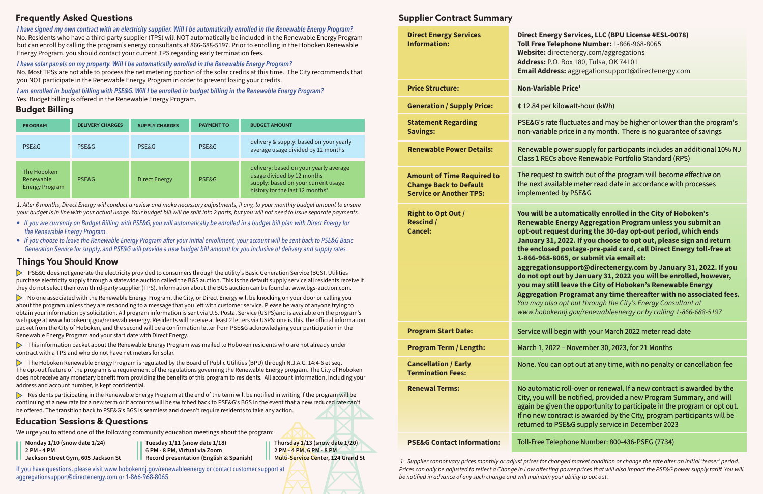## Frequently Asked Questions

*I have signed my own contract with an electricity supplier. Will I be automatically enrolled in the Renewable Energy Program?*
No. Residents who have a third-party supplier (TPS) will NOT automatically be included in the Renewable Energy Program but can enroll by calling the program's energy consultants at 866-688-5197. Prior to enrolling in the Hoboken Renewable Energy Program, you should contact your current TPS regarding early termination fees.

*I have solar panels on my property. Will I be automatically enrolled in the Renewable Energy Program?*
No. Most TPSs are not able to process the net metering portion of the solar credits at this time. The City recommends that you NOT participate in the Renewable Energy Program in order to prevent losing your credits.

*I am enrolled in budget billing with PSE&G. Will I be enrolled in budget billing in the Renewable Energy Program?*
Yes. Budget billing is offered in the Renewable Energy Program.

## Budget Billing

| PROGRAM | DELIVERY CHARGES | SUPPLY CHARGES | PAYMENT TO | BUDGET AMOUNT |
|---|---|---|---|---|
| PSE&G | PSE&G | PSE&G | PSE&G | delivery & supply: based on your yearly average usage divided by 12 months |
| The Hoboken Renewable Energy Program | PSE&G | Direct Energy | PSE&G | delivery: based on your yearly average usage divided by 12 months<br>supply: based on your current usage history for the last 12 months[1] |

*1. After 6 months, Direct Energy will conduct a review and make necessary adjustments, if any, to ensure your monthly budget amount to ensure your budget is in line with your actual usage. Your budget bill will be split into 2 parts, but you will not need to issue separate payments.*

- *If you are currently on Budget Billing with PSE&G, you will automatically be enrolled in a budget bill plan with Direct Energy for the Renewable Energy Program.*
- *If you choose to leave the Renewable Energy Program after your initial enrollment, your account will be sent back to PSE&G Basic Generation Service for supply, and PSE&G will provide a new budget bill amount for you inclusive of delivery and supply rates.*

## Things You Should Know

- PSE&G does not generate the electricity provided to consumers through the utility's Basic Generation Service (BGS). Utilities purchase electricity supply through a statewide auction called the BGS auction. This is the default supply service all residents receive if they do not select their own third-party supplier (TPS). Information about the BGS auction can be found at www.bgs-auction.com.
- No one associated with the Renewable Energy Program, the City, or Direct Energy will be knocking on your door or calling you about the program unless they are responding to a message that you left with customer service. Please be wary of anyone trying to obtain your information by solicitation. All program information is sent via U.S. Postal Service (USPS)and is available on the program's web page at www.hobokennj.gov/renewableenergy. Residents will receive at least 2 letters via USPS: one is this, the official information packet from the City of Hoboken, and the second will be a confirmation letter from PSE&G acknowledging your participation in the Renewable Energy Program and your start date with Direct Energy.
- This information packet about the Renewable Energy Program was mailed to Hoboken residents who are not already under contract with a TPS and who do not have net meters for solar.
- The Hoboken Renewable Energy Program is regulated by the Board of Public Utilities (BPU) through N.J.A.C. 14:4-6 et seq. The opt-out feature of the program is a requirement of the regulations governing the Renewable Energy program. The City of Hoboken does not receive any monetary benefit from providing the benefits of this program to residents. All account information, including your address and account number, is kept confidential.
- Residents participating in the Renewable Energy Program at the end of the term will be notified in writing if the program will be continuing at a new rate for a new term or if accounts will be switched back to PSE&G's BGS in the event that a new reduced rate can't be offered. The transition back to PSE&G's BGS is seamless and doesn't require residents to take any action.

## Education Sessions & Questions

We urge you to attend one of the following community education meetings about the program:

**Monday 1/10 (snow date 1/24)**
**2 PM - 4 PM**
**Jackson Street Gym, 605 Jackson St**

**Tuesday 1/11 (snow date 1/18)**
**6 PM - 8 PM, Virtual via Zoom**
**Record presentation (English & Spanish)**

**Thursday 1/13 (snow date 1/20)**
**2 PM - 4 PM, 6 PM - 8 PM**
**Multi-Service Center, 124 Grand St**

If you have questions, please visit www.hobokennj.gov/renewableenergy or contact customer support at aggregationsupport@directenergy.com or 1-866-968-8065

## Supplier Contract Summary

| | |
|---|---|
| **Direct Energy Services Information:** | **Direct Energy Services, LLC (BPU License #ESL-0078)**<br>**Toll Free Telephone Number:** 1-866-968-8065<br>**Website:** directenergy.com/aggregations<br>**Address:** P.O. Box 180, Tulsa, OK 74101<br>**Email Address:** aggregationsupport@directenergy.com |
| **Price Structure:** | **Non-Variable Price[1]** |
| **Generation / Supply Price:** | ¢ 12.84 per kilowatt-hour (kWh) |
| **Statement Regarding Savings:** | PSE&G's rate fluctuates and may be higher or lower than the program's non-variable price in any month. There is no guarantee of savings |
| **Renewable Power Details:** | Renewable power supply for participants includes an additional 10% NJ Class 1 RECs above Renewable Portfolio Standard (RPS) |
| **Amount of Time Required to Change Back to Default Service or Another TPS:** | The request to switch out of the program will become effective on the next available meter read date in accordance with processes implemented by PSE&G |
| **Right to Opt Out / Rescind / Cancel:** | **You will be automatically enrolled in the City of Hoboken's Renewable Energy Aggregation Program unless you submit an opt-out request during the 30-day opt-out period, which ends January 31, 2022. If you choose to opt out, please sign and return the enclosed postage-pre-paid card, call Direct Energy toll-free at 1-866-968-8065, or submit via email at: aggregationsupport@directenergy.com by January 31, 2022. If you do not opt out by January 31, 2022 you will be enrolled, however, you may still leave the City of Hoboken's Renewable Energy Aggregation Programat any time thereafter with no associated fees.** *You may also opt out through the City's Energy Consultant at www.hobokennj.gov/renewableenergy or by calling 1-866-688-5197* |
| **Program Start Date:** | Service will begin with your March 2022 meter read date |
| **Program Term / Length:** | March 1, 2022 – November 30, 2023, for 21 Months |
| **Cancellation / Early Termination Fees:** | None. You can opt out at any time, with no penalty or cancellation fee |
| **Renewal Terms:** | No automatic roll-over or renewal. If a new contract is awarded by the City, you will be notified, provided a new Program Summary, and will again be given the opportunity to participate in the program or opt out. If no new contract is awarded by the City, program participants will be returned to PSE&G supply service in December 2023 |
| **PSE&G Contact Information:** | Toll-Free Telephone Number: 800-436-PSEG (7734) |

*1 . Supplier cannot vary prices monthly or adjust prices for changed market condition or change the rate after an initial 'teaser' period. Prices can only be adjusted to reflect a Change in Law affecting power prices that will also impact the PSE&G power supply tariff. You will be notified in advance of any such change and will maintain your ability to opt out.*